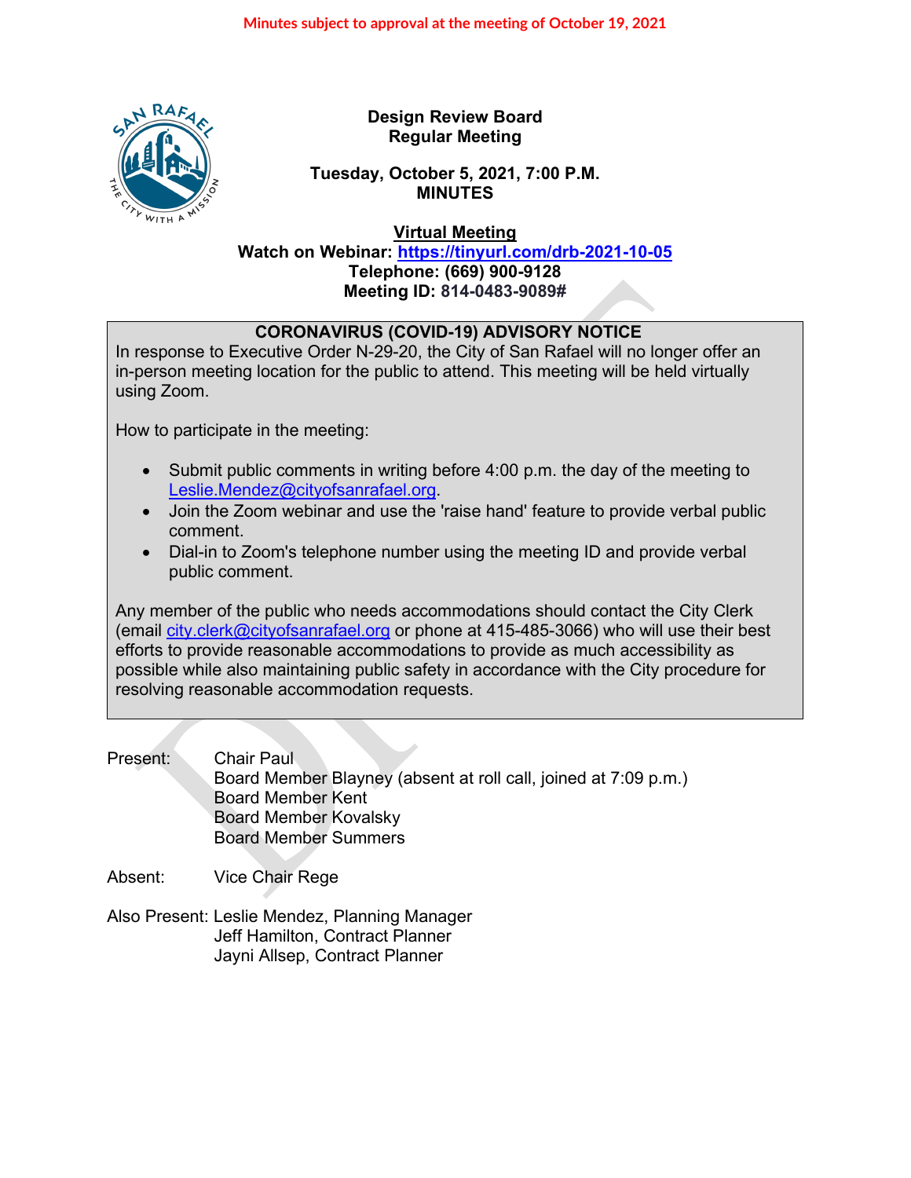Minutes subject to approval at the meeting of October 19, 2021

**Design Review Board**
**Regular Meeting**

**Tuesday, October 5, 2021, 7:00 P.M.**
**MINUTES**

**Virtual Meeting**
**Watch on Webinar: https://tinyurl.com/drb-2021-10-05**
**Telephone: (669) 900-9128**
**Meeting ID: 814-0483-9089#**

**CORONAVIRUS (COVID-19) ADVISORY NOTICE**

In response to Executive Order N-29-20, the City of San Rafael will no longer offer an in-person meeting location for the public to attend. This meeting will be held virtually using Zoom.

How to participate in the meeting:

- Submit public comments in writing before 4:00 p.m. the day of the meeting to Leslie.Mendez@cityofsanrafael.org.
- Join the Zoom webinar and use the 'raise hand' feature to provide verbal public comment.
- Dial-in to Zoom's telephone number using the meeting ID and provide verbal public comment.

Any member of the public who needs accommodations should contact the City Clerk (email city.clerk@cityofsanrafael.org or phone at 415-485-3066) who will use their best efforts to provide reasonable accommodations to provide as much accessibility as possible while also maintaining public safety in accordance with the City procedure for resolving reasonable accommodation requests.

Present: Chair Paul
Board Member Blayney (absent at roll call, joined at 7:09 p.m.)
Board Member Kent
Board Member Kovalsky
Board Member Summers

Absent: Vice Chair Rege

Also Present: Leslie Mendez, Planning Manager
Jeff Hamilton, Contract Planner
Jayni Allsep, Contract Planner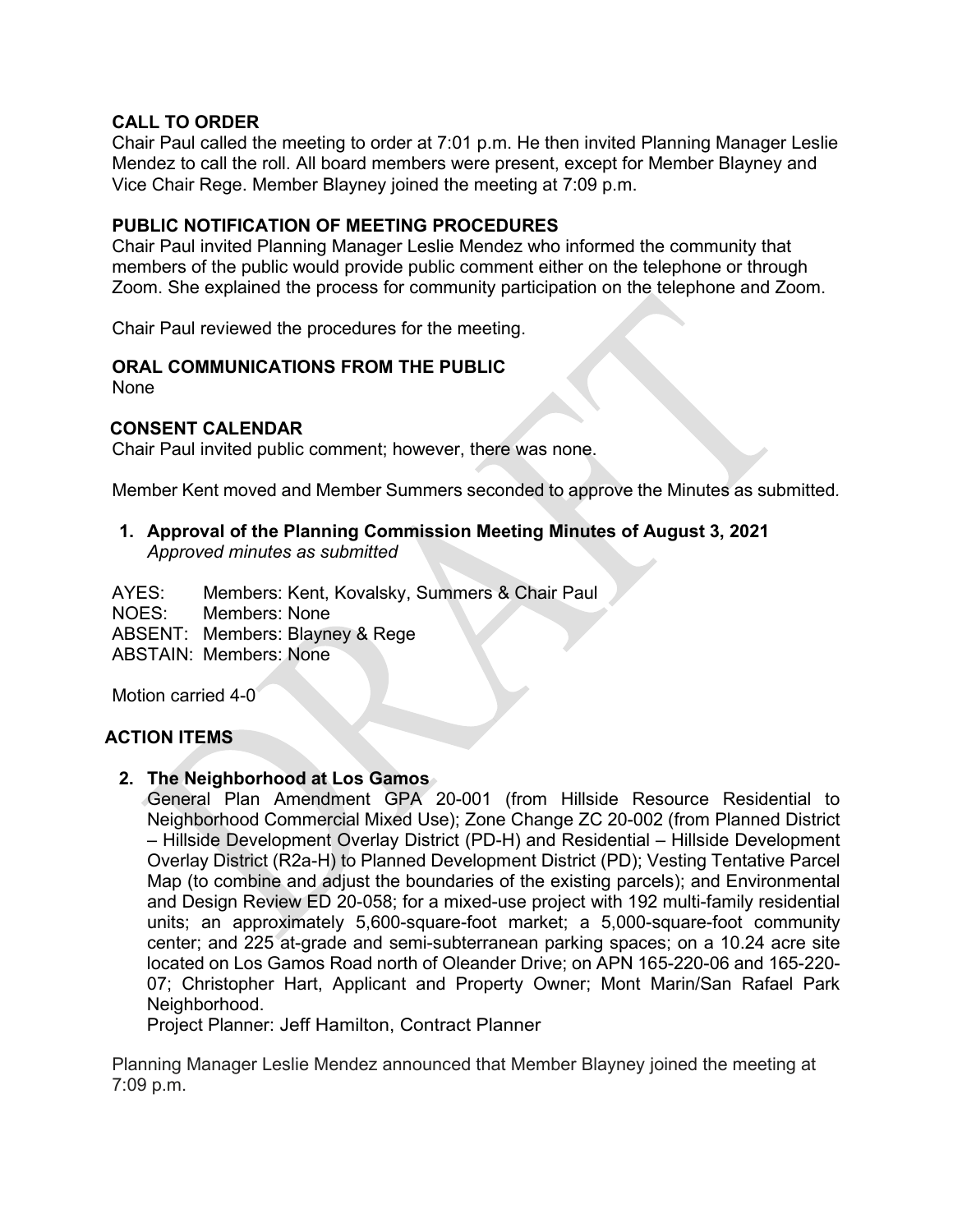**CALL TO ORDER**

Chair Paul called the meeting to order at 7:01 p.m. He then invited Planning Manager Leslie Mendez to call the roll. All board members were present, except for Member Blayney and Vice Chair Rege. Member Blayney joined the meeting at 7:09 p.m.

**PUBLIC NOTIFICATION OF MEETING PROCEDURES**

Chair Paul invited Planning Manager Leslie Mendez who informed the community that members of the public would provide public comment either on the telephone or through Zoom. She explained the process for community participation on the telephone and Zoom.

Chair Paul reviewed the procedures for the meeting.

**ORAL COMMUNICATIONS FROM THE PUBLIC**

None

**CONSENT CALENDAR**

Chair Paul invited public comment; however, there was none.

Member Kent moved and Member Summers seconded to approve the Minutes as submitted.

1. **Approval of the Planning Commission Meeting Minutes of August 3, 2021**
   *Approved minutes as submitted*

AYES: Members: Kent, Kovalsky, Summers & Chair Paul
NOES: Members: None
ABSENT: Members: Blayney & Rege
ABSTAIN: Members: None

Motion carried 4-0

**ACTION ITEMS**

2. **The Neighborhood at Los Gamos**
   General Plan Amendment GPA 20-001 (from Hillside Resource Residential to Neighborhood Commercial Mixed Use); Zone Change ZC 20-002 (from Planned District – Hillside Development Overlay District (PD-H) and Residential – Hillside Development Overlay District (R2a-H) to Planned Development District (PD); Vesting Tentative Parcel Map (to combine and adjust the boundaries of the existing parcels); and Environmental and Design Review ED 20-058; for a mixed-use project with 192 multi-family residential units; an approximately 5,600-square-foot market; a 5,000-square-foot community center; and 225 at-grade and semi-subterranean parking spaces; on a 10.24 acre site located on Los Gamos Road north of Oleander Drive; on APN 165-220-06 and 165-220-07; Christopher Hart, Applicant and Property Owner; Mont Marin/San Rafael Park Neighborhood.
   Project Planner: Jeff Hamilton, Contract Planner

Planning Manager Leslie Mendez announced that Member Blayney joined the meeting at 7:09 p.m.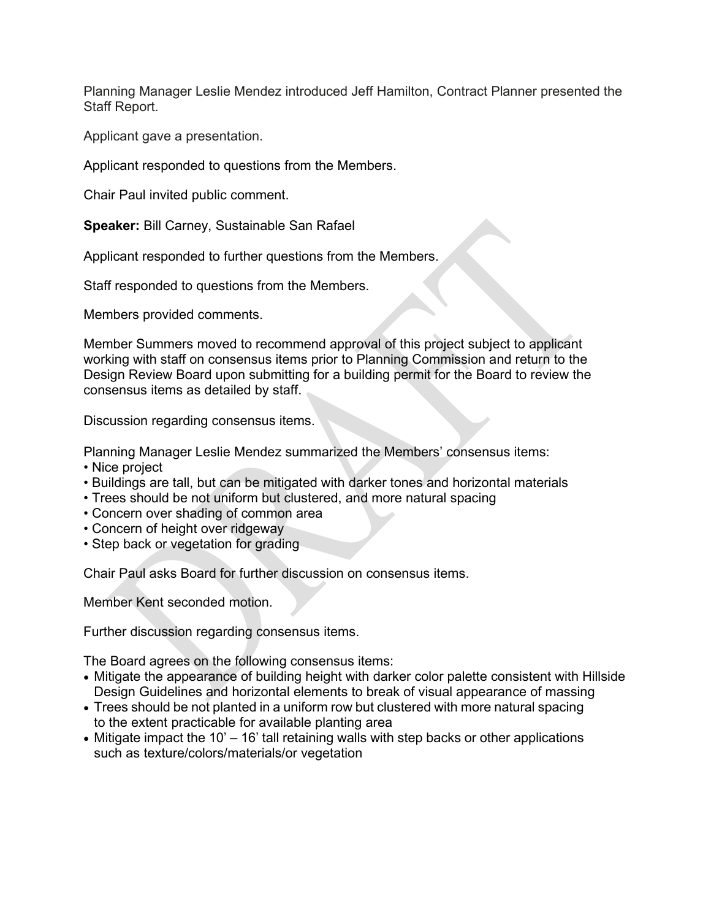Planning Manager Leslie Mendez introduced Jeff Hamilton, Contract Planner presented the Staff Report.

Applicant gave a presentation.

Applicant responded to questions from the Members.

Chair Paul invited public comment.

**Speaker:** Bill Carney, Sustainable San Rafael

Applicant responded to further questions from the Members.

Staff responded to questions from the Members.

Members provided comments.

Member Summers moved to recommend approval of this project subject to applicant working with staff on consensus items prior to Planning Commission and return to the Design Review Board upon submitting for a building permit for the Board to review the consensus items as detailed by staff.

Discussion regarding consensus items.

Planning Manager Leslie Mendez summarized the Members' consensus items:

- Nice project
- Buildings are tall, but can be mitigated with darker tones and horizontal materials
- Trees should be not uniform but clustered, and more natural spacing
- Concern over shading of common area
- Concern of height over ridgeway
- Step back or vegetation for grading

Chair Paul asks Board for further discussion on consensus items.

Member Kent seconded motion.

Further discussion regarding consensus items.

The Board agrees on the following consensus items:

- Mitigate the appearance of building height with darker color palette consistent with Hillside Design Guidelines and horizontal elements to break of visual appearance of massing
- Trees should be not planted in a uniform row but clustered with more natural spacing to the extent practicable for available planting area
- Mitigate impact the 10' – 16' tall retaining walls with step backs or other applications such as texture/colors/materials/or vegetation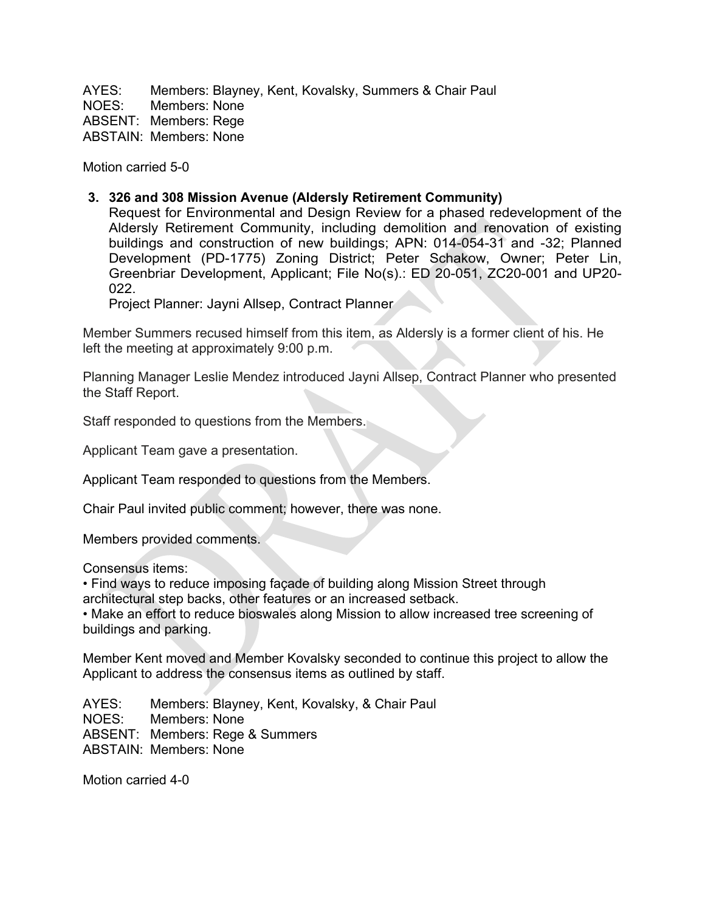AYES: Members: Blayney, Kent, Kovalsky, Summers & Chair Paul
NOES: Members: None
ABSENT: Members: Rege
ABSTAIN: Members: None

Motion carried 5-0

**3. 326 and 308 Mission Avenue (Aldersly Retirement Community)**

Request for Environmental and Design Review for a phased redevelopment of the Aldersly Retirement Community, including demolition and renovation of existing buildings and construction of new buildings; APN: 014-054-31 and -32; Planned Development (PD-1775) Zoning District; Peter Schakow, Owner; Peter Lin, Greenbriar Development, Applicant; File No(s).: ED 20-051, ZC20-001 and UP20-022.

Project Planner: Jayni Allsep, Contract Planner

Member Summers recused himself from this item, as Aldersly is a former client of his. He left the meeting at approximately 9:00 p.m.

Planning Manager Leslie Mendez introduced Jayni Allsep, Contract Planner who presented the Staff Report.

Staff responded to questions from the Members.

Applicant Team gave a presentation.

Applicant Team responded to questions from the Members.

Chair Paul invited public comment; however, there was none.

Members provided comments.

Consensus items:

- Find ways to reduce imposing façade of building along Mission Street through architectural step backs, other features or an increased setback.
- Make an effort to reduce bioswales along Mission to allow increased tree screening of buildings and parking.

Member Kent moved and Member Kovalsky seconded to continue this project to allow the Applicant to address the consensus items as outlined by staff.

AYES: Members: Blayney, Kent, Kovalsky, & Chair Paul
NOES: Members: None
ABSENT: Members: Rege & Summers
ABSTAIN: Members: None

Motion carried 4-0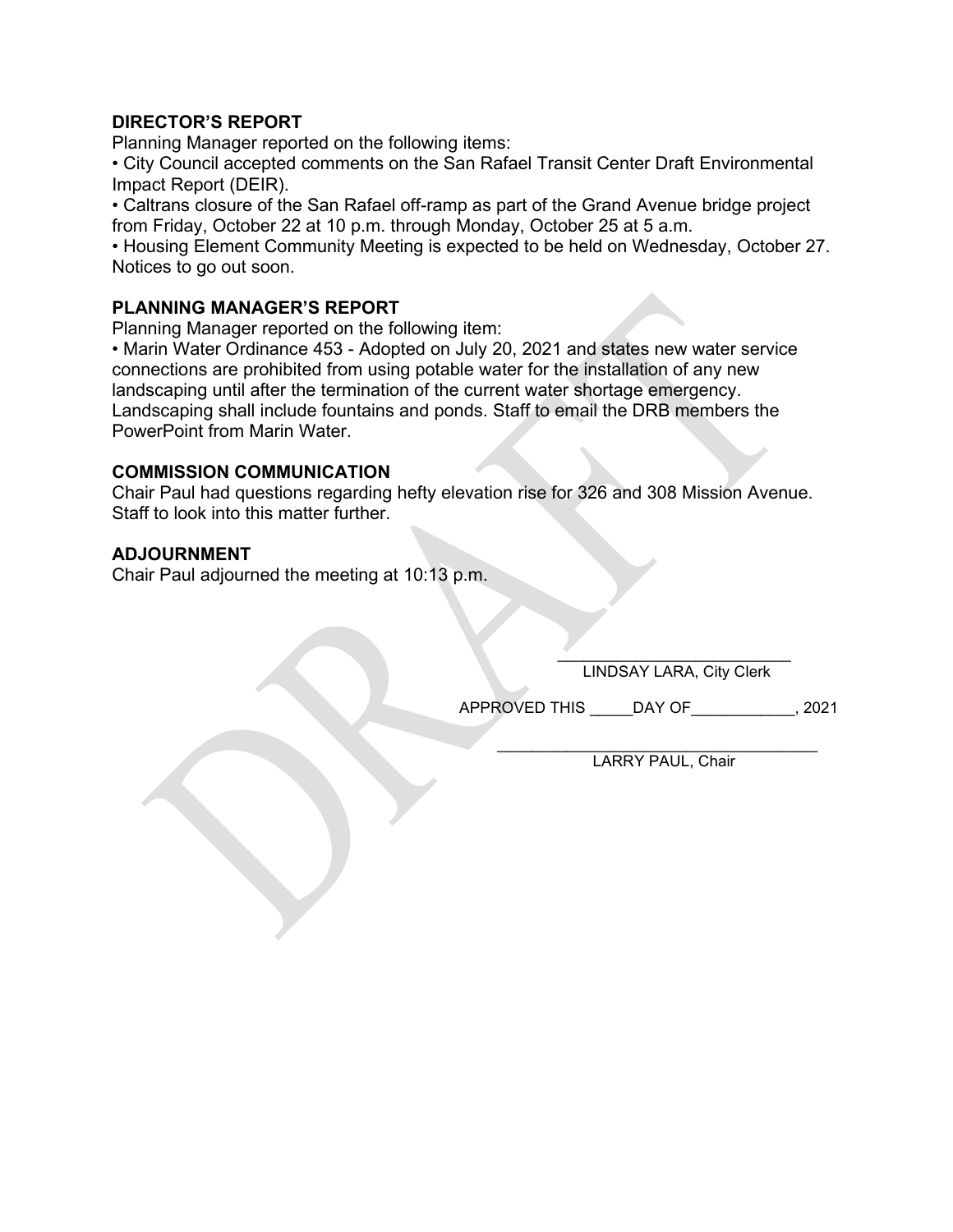## DIRECTOR'S REPORT

Planning Manager reported on the following items:

• City Council accepted comments on the San Rafael Transit Center Draft Environmental Impact Report (DEIR).

• Caltrans closure of the San Rafael off-ramp as part of the Grand Avenue bridge project from Friday, October 22 at 10 p.m. through Monday, October 25 at 5 a.m.

• Housing Element Community Meeting is expected to be held on Wednesday, October 27. Notices to go out soon.

## PLANNING MANAGER'S REPORT

Planning Manager reported on the following item:

• Marin Water Ordinance 453 - Adopted on July 20, 2021 and states new water service connections are prohibited from using potable water for the installation of any new landscaping until after the termination of the current water shortage emergency. Landscaping shall include fountains and ponds. Staff to email the DRB members the PowerPoint from Marin Water.

## COMMISSION COMMUNICATION

Chair Paul had questions regarding hefty elevation rise for 326 and 308 Mission Avenue. Staff to look into this matter further.

## ADJOURNMENT

Chair Paul adjourned the meeting at 10:13 p.m.

___________________________
LINDSAY LARA, City Clerk

APPROVED THIS _____DAY OF____________, 2021

_____________________________________
LARRY PAUL, Chair